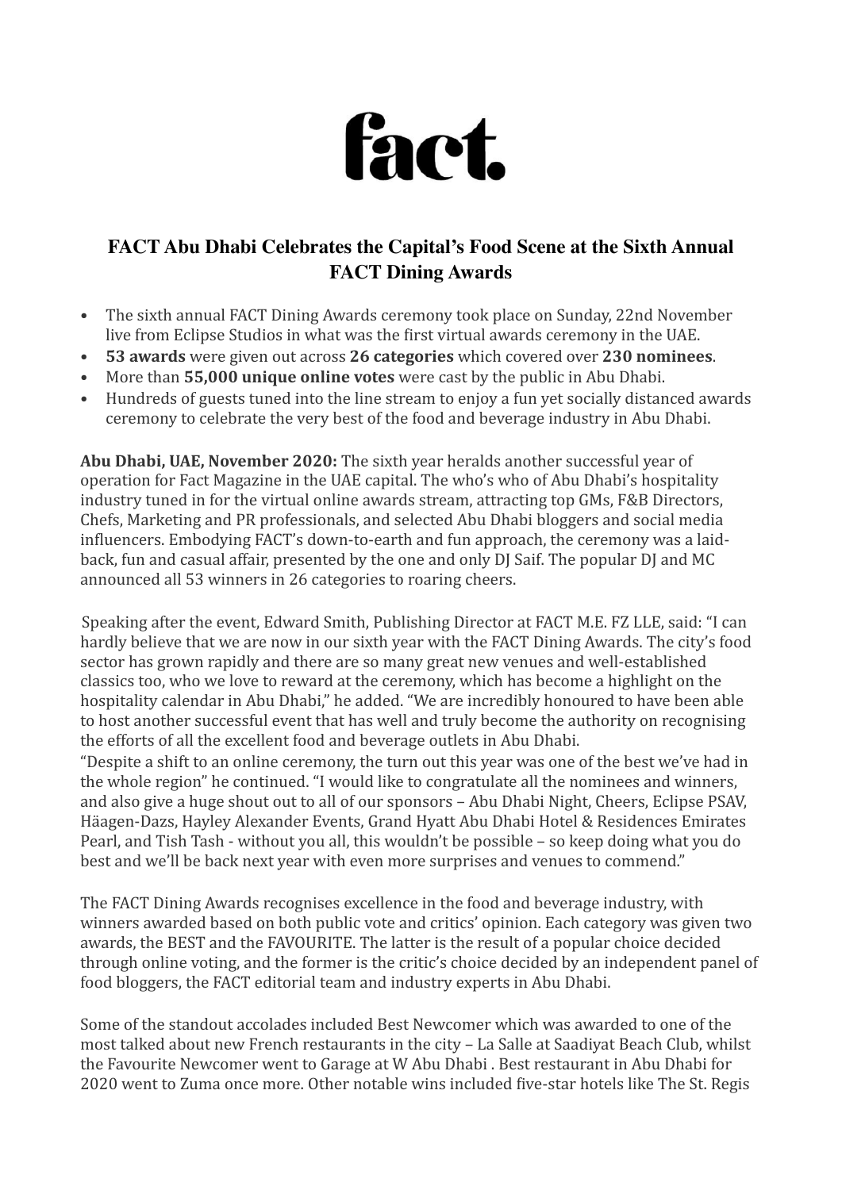fact.

# FACT Abu Dhabi Celebrates the Capital's Food Scene at the Sixth Annual FACT Dining Awards

- The sixth annual FACT Dining Awards ceremony took place on Sunday, 22nd November live from Eclipse Studios in what was the first virtual awards ceremony in the UAE.
- **53 awards** were given out across **26 categories** which covered over **230 nominees**.
- More than **55,000 unique online votes** were cast by the public in Abu Dhabi.
- Hundreds of guests tuned into the line stream to enjoy a fun yet socially distanced awards ceremony to celebrate the very best of the food and beverage industry in Abu Dhabi.

**Abu Dhabi, UAE, November 2020:** The sixth year heralds another successful year of operation for Fact Magazine in the UAE capital. The who's who of Abu Dhabi's hospitality industry tuned in for the virtual online awards stream, attracting top GMs, F&B Directors, Chefs, Marketing and PR professionals, and selected Abu Dhabi bloggers and social media influencers. Embodying FACT's down-to-earth and fun approach, the ceremony was a laid-back, fun and casual affair, presented by the one and only DJ Saif. The popular DJ and MC announced all 53 winners in 26 categories to roaring cheers.

Speaking after the event, Edward Smith, Publishing Director at FACT M.E. FZ LLE, said: "I can hardly believe that we are now in our sixth year with the FACT Dining Awards. The city's food sector has grown rapidly and there are so many great new venues and well-established classics too, who we love to reward at the ceremony, which has become a highlight on the hospitality calendar in Abu Dhabi," he added. "We are incredibly honoured to have been able to host another successful event that has well and truly become the authority on recognising the efforts of all the excellent food and beverage outlets in Abu Dhabi.

"Despite a shift to an online ceremony, the turn out this year was one of the best we've had in the whole region" he continued. "I would like to congratulate all the nominees and winners, and also give a huge shout out to all of our sponsors – Abu Dhabi Night, Cheers, Eclipse PSAV, Häagen-Dazs, Hayley Alexander Events, Grand Hyatt Abu Dhabi Hotel & Residences Emirates Pearl, and Tish Tash - without you all, this wouldn't be possible – so keep doing what you do best and we'll be back next year with even more surprises and venues to commend."

The FACT Dining Awards recognises excellence in the food and beverage industry, with winners awarded based on both public vote and critics' opinion. Each category was given two awards, the BEST and the FAVOURITE. The latter is the result of a popular choice decided through online voting, and the former is the critic's choice decided by an independent panel of food bloggers, the FACT editorial team and industry experts in Abu Dhabi.

Some of the standout accolades included Best Newcomer which was awarded to one of the most talked about new French restaurants in the city – La Salle at Saadiyat Beach Club, whilst the Favourite Newcomer went to Garage at W Abu Dhabi . Best restaurant in Abu Dhabi for 2020 went to Zuma once more. Other notable wins included five-star hotels like The St. Regis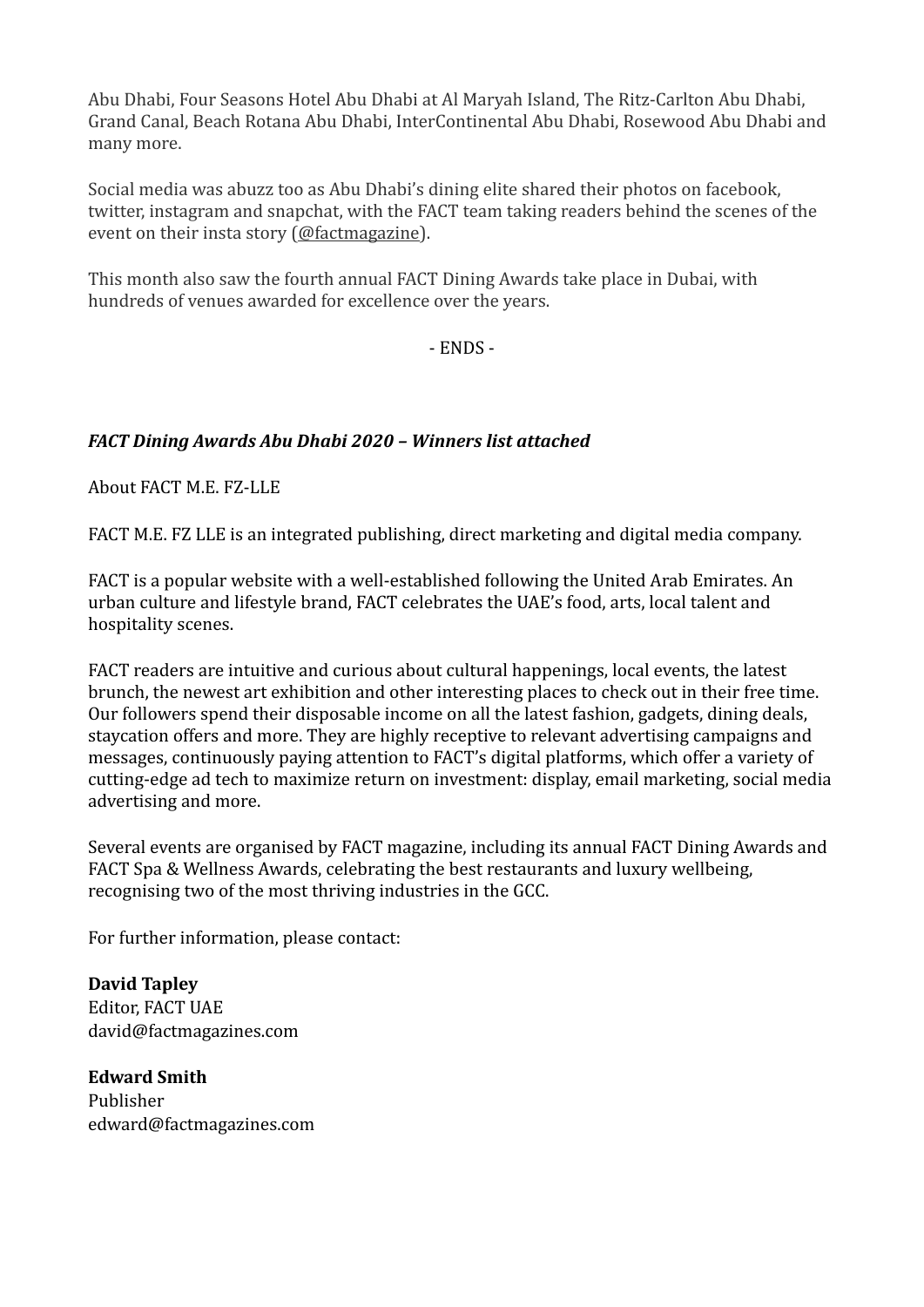Abu Dhabi, Four Seasons Hotel Abu Dhabi at Al Maryah Island, The Ritz-Carlton Abu Dhabi, Grand Canal, Beach Rotana Abu Dhabi, InterContinental Abu Dhabi, Rosewood Abu Dhabi and many more.

Social media was abuzz too as Abu Dhabi's dining elite shared their photos on facebook, twitter, instagram and snapchat, with the FACT team taking readers behind the scenes of the event on their insta story (@factmagazine).

This month also saw the fourth annual FACT Dining Awards take place in Dubai, with hundreds of venues awarded for excellence over the years.

- ENDS -

***FACT Dining Awards Abu Dhabi 2020 – Winners list attached***

About FACT M.E. FZ-LLE

FACT M.E. FZ LLE is an integrated publishing, direct marketing and digital media company.

FACT is a popular website with a well-established following the United Arab Emirates. An urban culture and lifestyle brand, FACT celebrates the UAE's food, arts, local talent and hospitality scenes.

FACT readers are intuitive and curious about cultural happenings, local events, the latest brunch, the newest art exhibition and other interesting places to check out in their free time. Our followers spend their disposable income on all the latest fashion, gadgets, dining deals, staycation offers and more. They are highly receptive to relevant advertising campaigns and messages, continuously paying attention to FACT's digital platforms, which offer a variety of cutting-edge ad tech to maximize return on investment: display, email marketing, social media advertising and more.

Several events are organised by FACT magazine, including its annual FACT Dining Awards and FACT Spa & Wellness Awards, celebrating the best restaurants and luxury wellbeing, recognising two of the most thriving industries in the GCC.

For further information, please contact:

**David Tapley**
Editor, FACT UAE
david@factmagazines.com

**Edward Smith**
Publisher
edward@factmagazines.com